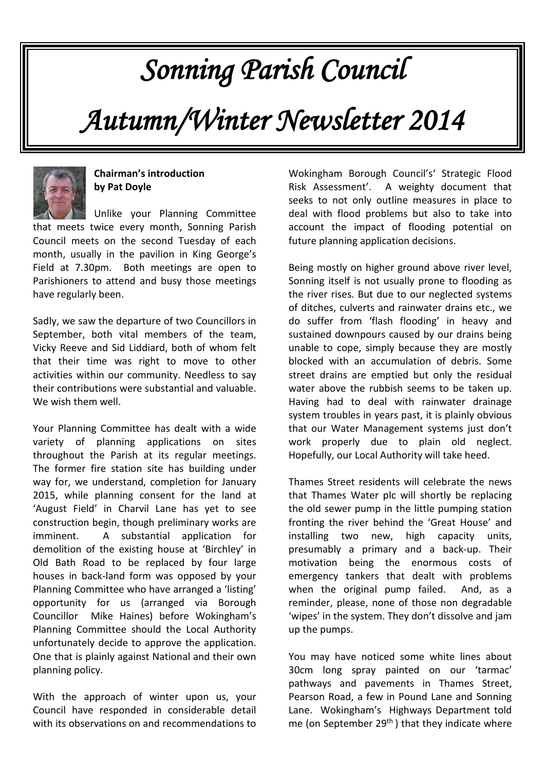# *Sonning Parish Council*

# *Autumn/Winter Newsletter 2014*

**Chairman's introduction by Pat Doyle**

Unlike your Planning Committee that meets twice every month, Sonning Parish Council meets on the second Tuesday of each month, usually in the pavilion in King George's Field at 7.30pm. Both meetings are open to Parishioners to attend and busy those meetings have regularly been.

Sadly, we saw the departure of two Councillors in September, both vital members of the team, Vicky Reeve and Sid Liddiard, both of whom felt that their time was right to move to other activities within our community. Needless to say their contributions were substantial and valuable. We wish them well.

Your Planning Committee has dealt with a wide variety of planning applications on sites throughout the Parish at its regular meetings. The former fire station site has building under way for, we understand, completion for January 2015, while planning consent for the land at 'August Field' in Charvil Lane has yet to see construction begin, though preliminary works are imminent. A substantial application for demolition of the existing house at 'Birchley' in Old Bath Road to be replaced by four large houses in back-land form was opposed by your Planning Committee who have arranged a 'listing' opportunity for us (arranged via Borough Councillor Mike Haines) before Wokingham's Planning Committee should the Local Authority unfortunately decide to approve the application. One that is plainly against National and their own planning policy.

With the approach of winter upon us, your Council have responded in considerable detail with its observations on and recommendations to Wokingham Borough Council's' Strategic Flood Risk Assessment'. A weighty document that seeks to not only outline measures in place to deal with flood problems but also to take into account the impact of flooding potential on future planning application decisions.

Being mostly on higher ground above river level, Sonning itself is not usually prone to flooding as the river rises. But due to our neglected systems of ditches, culverts and rainwater drains etc., we do suffer from 'flash flooding' in heavy and sustained downpours caused by our drains being unable to cope, simply because they are mostly blocked with an accumulation of debris. Some street drains are emptied but only the residual water above the rubbish seems to be taken up. Having had to deal with rainwater drainage system troubles in years past, it is plainly obvious that our Water Management systems just don't work properly due to plain old neglect. Hopefully, our Local Authority will take heed.

Thames Street residents will celebrate the news that Thames Water plc will shortly be replacing the old sewer pump in the little pumping station fronting the river behind the 'Great House' and installing two new, high capacity units, presumably a primary and a back-up. Their motivation being the enormous costs of emergency tankers that dealt with problems when the original pump failed. And, as a reminder, please, none of those non degradable 'wipes' in the system. They don't dissolve and jam up the pumps.

You may have noticed some white lines about 30cm long spray painted on our 'tarmac' pathways and pavements in Thames Street, Pearson Road, a few in Pound Lane and Sonning Lane. Wokingham's Highways Department told me (on September 29th) that they indicate where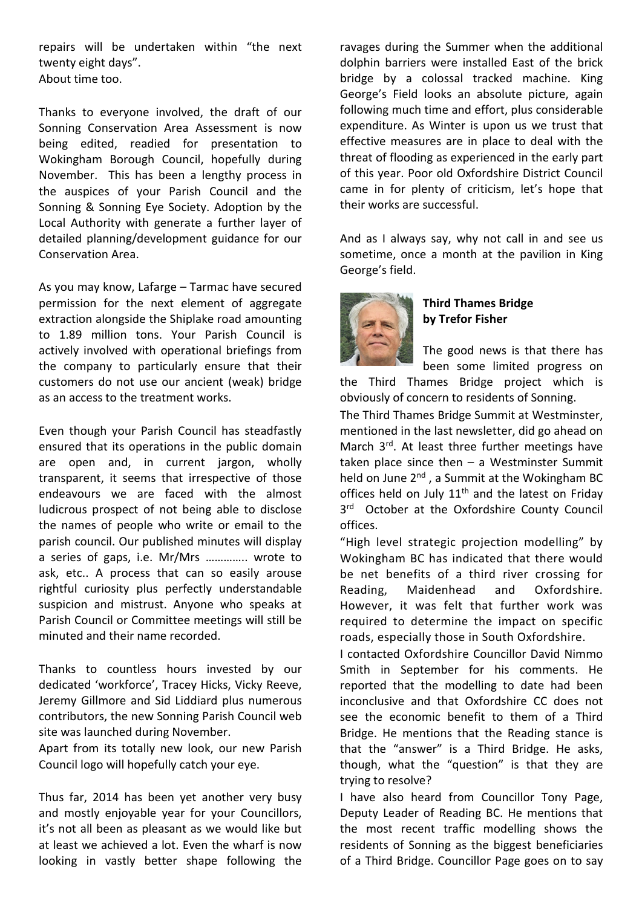repairs will be undertaken within "the next twenty eight days".
About time too.

Thanks to everyone involved, the draft of our Sonning Conservation Area Assessment is now being edited, readied for presentation to Wokingham Borough Council, hopefully during November. This has been a lengthy process in the auspices of your Parish Council and the Sonning & Sonning Eye Society. Adoption by the Local Authority with generate a further layer of detailed planning/development guidance for our Conservation Area.

As you may know, Lafarge – Tarmac have secured permission for the next element of aggregate extraction alongside the Shiplake road amounting to 1.89 million tons. Your Parish Council is actively involved with operational briefings from the company to particularly ensure that their customers do not use our ancient (weak) bridge as an access to the treatment works.

Even though your Parish Council has steadfastly ensured that its operations in the public domain are open and, in current jargon, wholly transparent, it seems that irrespective of those endeavours we are faced with the almost ludicrous prospect of not being able to disclose the names of people who write or email to the parish council. Our published minutes will display a series of gaps, i.e. Mr/Mrs ………….. wrote to ask, etc.. A process that can so easily arouse rightful curiosity plus perfectly understandable suspicion and mistrust. Anyone who speaks at Parish Council or Committee meetings will still be minuted and their name recorded.

Thanks to countless hours invested by our dedicated 'workforce', Tracey Hicks, Vicky Reeve, Jeremy Gillmore and Sid Liddiard plus numerous contributors, the new Sonning Parish Council web site was launched during November.
Apart from its totally new look, our new Parish Council logo will hopefully catch your eye.

Thus far, 2014 has been yet another very busy and mostly enjoyable year for your Councillors, it's not all been as pleasant as we would like but at least we achieved a lot. Even the wharf is now looking in vastly better shape following the ravages during the Summer when the additional dolphin barriers were installed East of the brick bridge by a colossal tracked machine. King George's Field looks an absolute picture, again following much time and effort, plus considerable expenditure. As Winter is upon us we trust that effective measures are in place to deal with the threat of flooding as experienced in the early part of this year. Poor old Oxfordshire District Council came in for plenty of criticism, let's hope that their works are successful.

And as I always say, why not call in and see us sometime, once a month at the pavilion in King George's field.

**Third Thames Bridge**
**by Trefor Fisher**

The good news is that there has been some limited progress on the Third Thames Bridge project which is obviously of concern to residents of Sonning.

The Third Thames Bridge Summit at Westminster, mentioned in the last newsletter, did go ahead on March 3rd. At least three further meetings have taken place since then – a Westminster Summit held on June 2nd, a Summit at the Wokingham BC offices held on July 11th and the latest on Friday 3rd October at the Oxfordshire County Council offices.

"High level strategic projection modelling" by Wokingham BC has indicated that there would be net benefits of a third river crossing for Reading, Maidenhead and Oxfordshire. However, it was felt that further work was required to determine the impact on specific roads, especially those in South Oxfordshire.

I contacted Oxfordshire Councillor David Nimmo Smith in September for his comments. He reported that the modelling to date had been inconclusive and that Oxfordshire CC does not see the economic benefit to them of a Third Bridge. He mentions that the Reading stance is that the "answer" is a Third Bridge. He asks, though, what the "question" is that they are trying to resolve?

I have also heard from Councillor Tony Page, Deputy Leader of Reading BC. He mentions that the most recent traffic modelling shows the residents of Sonning as the biggest beneficiaries of a Third Bridge. Councillor Page goes on to say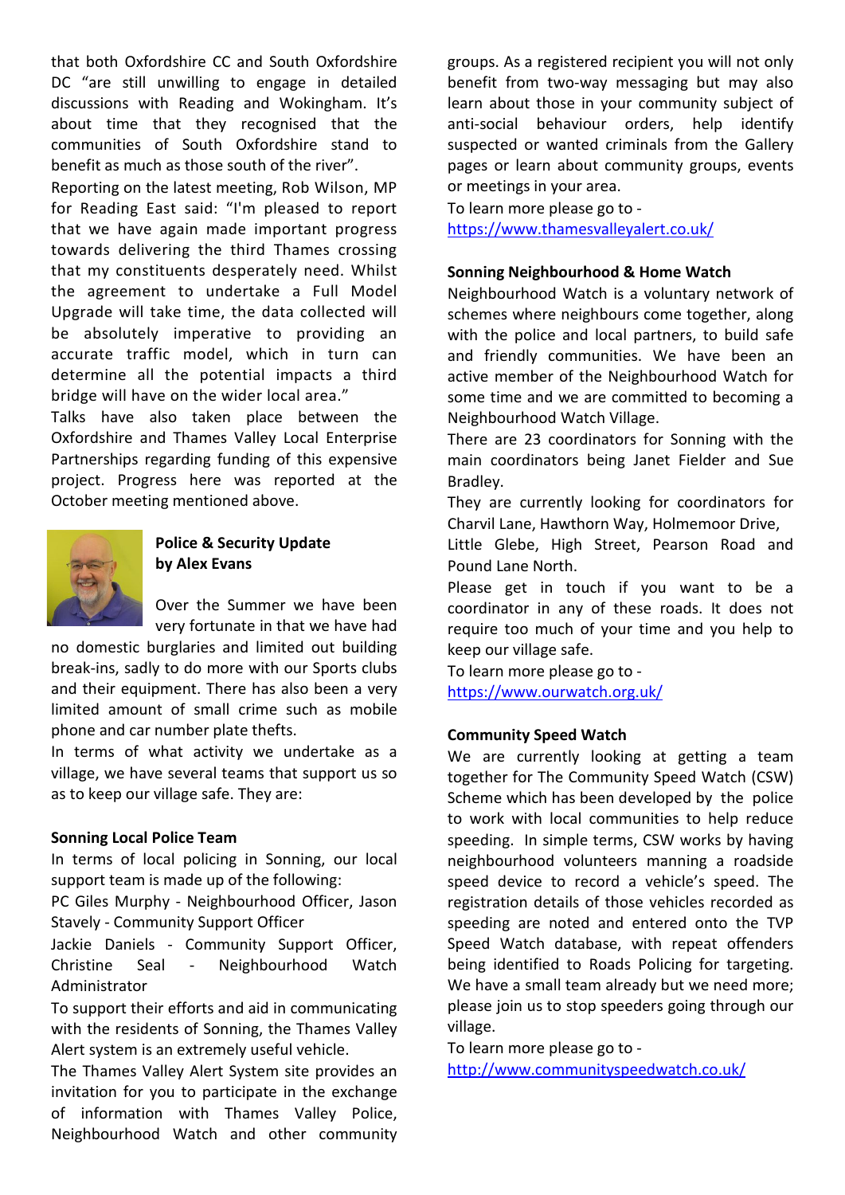that both Oxfordshire CC and South Oxfordshire DC "are still unwilling to engage in detailed discussions with Reading and Wokingham. It's about time that they recognised that the communities of South Oxfordshire stand to benefit as much as those south of the river".

Reporting on the latest meeting, Rob Wilson, MP for Reading East said: "I'm pleased to report that we have again made important progress towards delivering the third Thames crossing that my constituents desperately need. Whilst the agreement to undertake a Full Model Upgrade will take time, the data collected will be absolutely imperative to providing an accurate traffic model, which in turn can determine all the potential impacts a third bridge will have on the wider local area."

Talks have also taken place between the Oxfordshire and Thames Valley Local Enterprise Partnerships regarding funding of this expensive project. Progress here was reported at the October meeting mentioned above.

## Police & Security Update by Alex Evans

Over the Summer we have been very fortunate in that we have had no domestic burglaries and limited out building break-ins, sadly to do more with our Sports clubs and their equipment. There has also been a very limited amount of small crime such as mobile phone and car number plate thefts.

In terms of what activity we undertake as a village, we have several teams that support us so as to keep our village safe. They are:

### Sonning Local Police Team

In terms of local policing in Sonning, our local support team is made up of the following:

PC Giles Murphy - Neighbourhood Officer, Jason Stavely - Community Support Officer

Jackie Daniels - Community Support Officer, Christine Seal - Neighbourhood Watch Administrator

To support their efforts and aid in communicating with the residents of Sonning, the Thames Valley Alert system is an extremely useful vehicle.

The Thames Valley Alert System site provides an invitation for you to participate in the exchange of information with Thames Valley Police, Neighbourhood Watch and other community groups. As a registered recipient you will not only benefit from two-way messaging but may also learn about those in your community subject of anti-social behaviour orders, help identify suspected or wanted criminals from the Gallery pages or learn about community groups, events or meetings in your area.

To learn more please go to -
https://www.thamesvalleyalert.co.uk/

### Sonning Neighbourhood & Home Watch

Neighbourhood Watch is a voluntary network of schemes where neighbours come together, along with the police and local partners, to build safe and friendly communities. We have been an active member of the Neighbourhood Watch for some time and we are committed to becoming a Neighbourhood Watch Village.

There are 23 coordinators for Sonning with the main coordinators being Janet Fielder and Sue Bradley.

They are currently looking for coordinators for Charvil Lane, Hawthorn Way, Holmemoor Drive, Little Glebe, High Street, Pearson Road and Pound Lane North.

Please get in touch if you want to be a coordinator in any of these roads. It does not require too much of your time and you help to keep our village safe.

To learn more please go to -
https://www.ourwatch.org.uk/

### Community Speed Watch

We are currently looking at getting a team together for The Community Speed Watch (CSW) Scheme which has been developed by the police to work with local communities to help reduce speeding. In simple terms, CSW works by having neighbourhood volunteers manning a roadside speed device to record a vehicle's speed. The registration details of those vehicles recorded as speeding are noted and entered onto the TVP Speed Watch database, with repeat offenders being identified to Roads Policing for targeting. We have a small team already but we need more; please join us to stop speeders going through our village.

To learn more please go to -
http://www.communityspeedwatch.co.uk/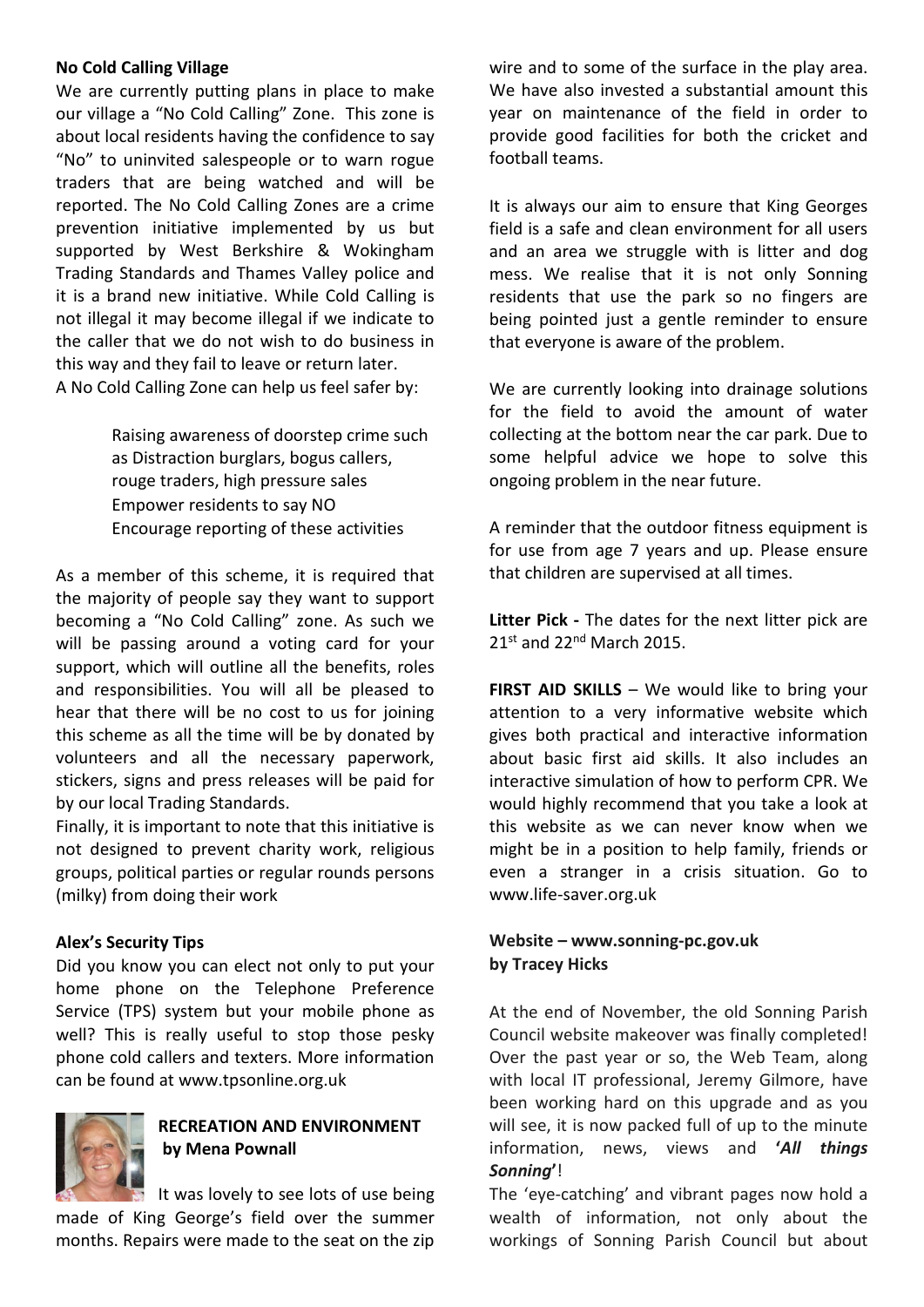**No Cold Calling Village**

We are currently putting plans in place to make our village a "No Cold Calling" Zone. This zone is about local residents having the confidence to say "No" to uninvited salespeople or to warn rogue traders that are being watched and will be reported. The No Cold Calling Zones are a crime prevention initiative implemented by us but supported by West Berkshire & Wokingham Trading Standards and Thames Valley police and it is a brand new initiative. While Cold Calling is not illegal it may become illegal if we indicate to the caller that we do not wish to do business in this way and they fail to leave or return later.

A No Cold Calling Zone can help us feel safer by:

- Raising awareness of doorstep crime such as Distraction burglars, bogus callers, rouge traders, high pressure sales
- Empower residents to say NO
- Encourage reporting of these activities

As a member of this scheme, it is required that the majority of people say they want to support becoming a "No Cold Calling" zone. As such we will be passing around a voting card for your support, which will outline all the benefits, roles and responsibilities. You will all be pleased to hear that there will be no cost to us for joining this scheme as all the time will be by donated by volunteers and all the necessary paperwork, stickers, signs and press releases will be paid for by our local Trading Standards.

Finally, it is important to note that this initiative is not designed to prevent charity work, religious groups, political parties or regular rounds persons (milky) from doing their work

**Alex's Security Tips**

Did you know you can elect not only to put your home phone on the Telephone Preference Service (TPS) system but your mobile phone as well? This is really useful to stop those pesky phone cold callers and texters. More information can be found at www.tpsonline.org.uk

**RECREATION AND ENVIRONMENT by Mena Pownall**

It was lovely to see lots of use being made of King George's field over the summer months. Repairs were made to the seat on the zip wire and to some of the surface in the play area. We have also invested a substantial amount this year on maintenance of the field in order to provide good facilities for both the cricket and football teams.

It is always our aim to ensure that King Georges field is a safe and clean environment for all users and an area we struggle with is litter and dog mess. We realise that it is not only Sonning residents that use the park so no fingers are being pointed just a gentle reminder to ensure that everyone is aware of the problem.

We are currently looking into drainage solutions for the field to avoid the amount of water collecting at the bottom near the car park. Due to some helpful advice we hope to solve this ongoing problem in the near future.

A reminder that the outdoor fitness equipment is for use from age 7 years and up. Please ensure that children are supervised at all times.

**Litter Pick -** The dates for the next litter pick are 21st and 22nd March 2015.

**FIRST AID SKILLS** – We would like to bring your attention to a very informative website which gives both practical and interactive information about basic first aid skills. It also includes an interactive simulation of how to perform CPR. We would highly recommend that you take a look at this website as we can never know when we might be in a position to help family, friends or even a stranger in a crisis situation. Go to www.life-saver.org.uk

**Website – www.sonning-pc.gov.uk by Tracey Hicks**

At the end of November, the old Sonning Parish Council website makeover was finally completed! Over the past year or so, the Web Team, along with local IT professional, Jeremy Gilmore, have been working hard on this upgrade and as you will see, it is now packed full of up to the minute information, news, views and ***'All things Sonning'***!

The 'eye-catching' and vibrant pages now hold a wealth of information, not only about the workings of Sonning Parish Council but about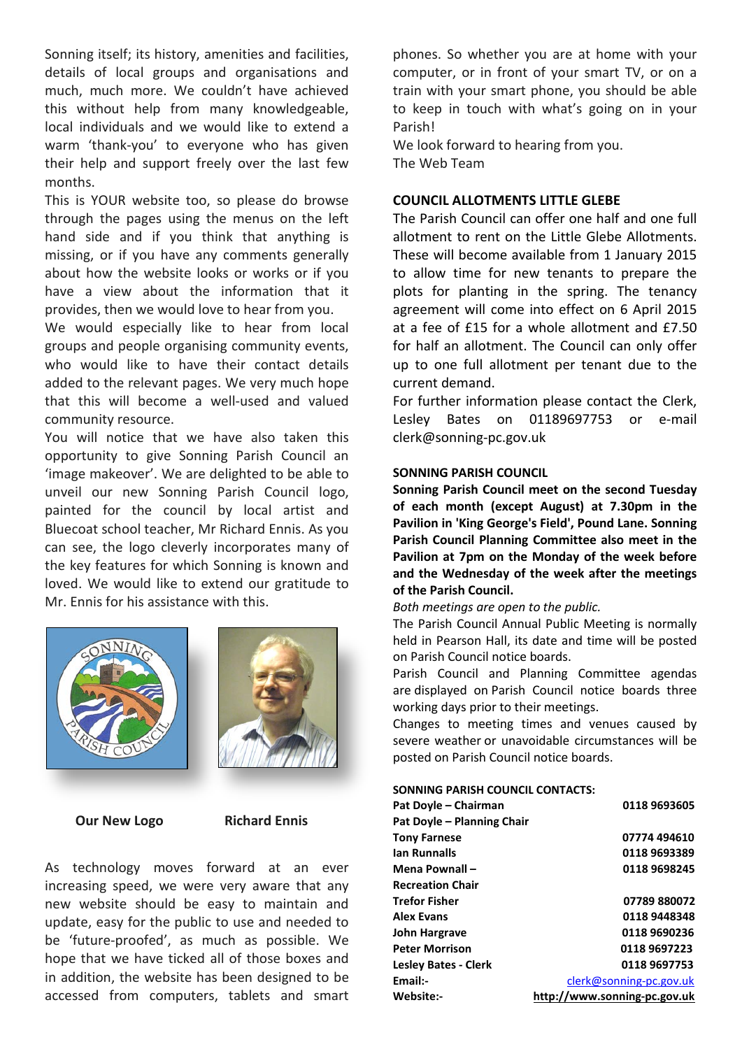Sonning itself; its history, amenities and facilities, details of local groups and organisations and much, much more. We couldn't have achieved this without help from many knowledgeable, local individuals and we would like to extend a warm 'thank-you' to everyone who has given their help and support freely over the last few months.

This is YOUR website too, so please do browse through the pages using the menus on the left hand side and if you think that anything is missing, or if you have any comments generally about how the website looks or works or if you have a view about the information that it provides, then we would love to hear from you.

We would especially like to hear from local groups and people organising community events, who would like to have their contact details added to the relevant pages. We very much hope that this will become a well-used and valued community resource.

You will notice that we have also taken this opportunity to give Sonning Parish Council an 'image makeover'. We are delighted to be able to unveil our new Sonning Parish Council logo, painted for the council by local artist and Bluecoat school teacher, Mr Richard Ennis. As you can see, the logo cleverly incorporates many of the key features for which Sonning is known and loved. We would like to extend our gratitude to Mr. Ennis for his assistance with this.

**Our New Logo** **Richard Ennis**

As technology moves forward at an ever increasing speed, we were very aware that any new website should be easy to maintain and update, easy for the public to use and needed to be 'future-proofed', as much as possible. We hope that we have ticked all of those boxes and in addition, the website has been designed to be accessed from computers, tablets and smart phones. So whether you are at home with your computer, or in front of your smart TV, or on a train with your smart phone, you should be able to keep in touch with what's going on in your Parish!

We look forward to hearing from you.

The Web Team

## COUNCIL ALLOTMENTS LITTLE GLEBE

The Parish Council can offer one half and one full allotment to rent on the Little Glebe Allotments. These will become available from 1 January 2015 to allow time for new tenants to prepare the plots for planting in the spring. The tenancy agreement will come into effect on 6 April 2015 at a fee of £15 for a whole allotment and £7.50 for half an allotment. The Council can only offer up to one full allotment per tenant due to the current demand.

For further information please contact the Clerk, Lesley Bates on 01189697753 or e-mail clerk@sonning-pc.gov.uk

## SONNING PARISH COUNCIL

**Sonning Parish Council meet on the second Tuesday of each month (except August) at 7.30pm in the Pavilion in 'King George's Field', Pound Lane. Sonning Parish Council Planning Committee also meet in the Pavilion at 7pm on the Monday of the week before and the Wednesday of the week after the meetings of the Parish Council.**

*Both meetings are open to the public.*

The Parish Council Annual Public Meeting is normally held in Pearson Hall, its date and time will be posted on Parish Council notice boards.

Parish Council and Planning Committee agendas are displayed on Parish Council notice boards three working days prior to their meetings.

Changes to meeting times and venues caused by severe weather or unavoidable circumstances will be posted on Parish Council notice boards.

**SONNING PARISH COUNCIL CONTACTS:**

| | |
|---|---|
| **Pat Doyle – Chairman** | **0118 9693605** |
| **Pat Doyle – Planning Chair** | |
| **Tony Farnese** | **07774 494610** |
| **Ian Runnalls** | **0118 9693389** |
| **Mena Pownall – Recreation Chair** | **0118 9698245** |
| **Trefor Fisher** | **07789 880072** |
| **Alex Evans** | **0118 9448348** |
| **John Hargrave** | **0118 9690236** |
| **Peter Morrison** | **0118 9697223** |
| **Lesley Bates - Clerk** | **0118 9697753** |
| **Email:-** | clerk@sonning-pc.gov.uk |
| **Website:-** | **http://www.sonning-pc.gov.uk** |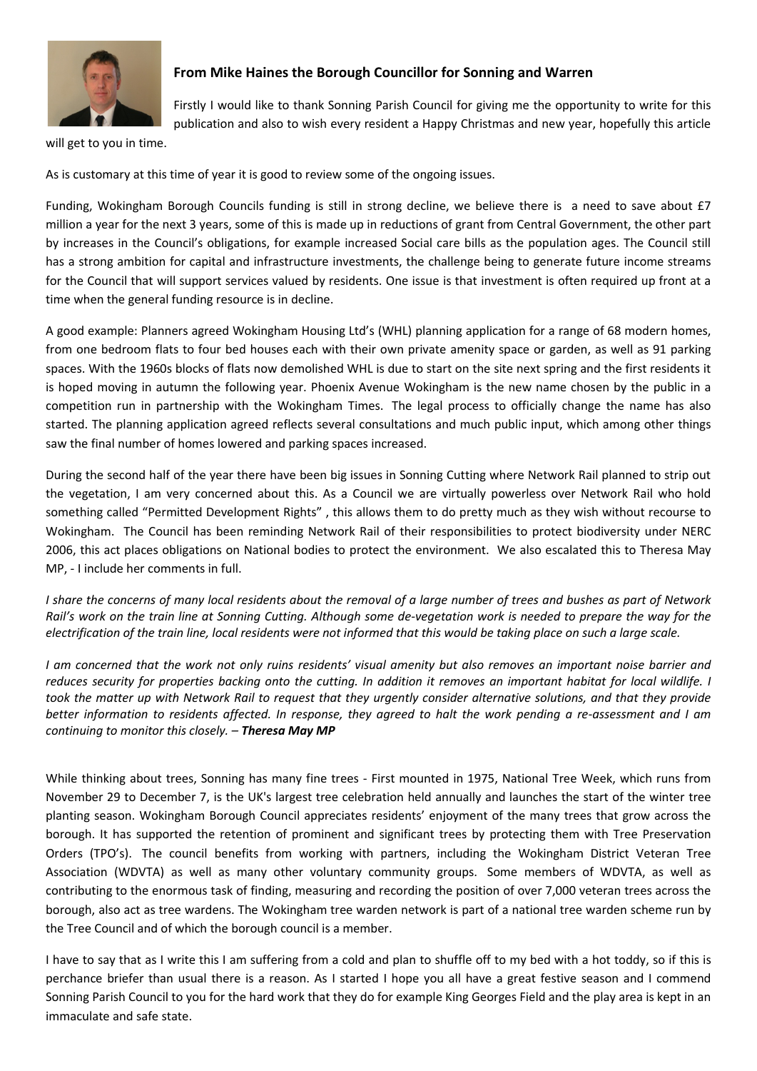### From Mike Haines the Borough Councillor for Sonning and Warren

Firstly I would like to thank Sonning Parish Council for giving me the opportunity to write for this publication and also to wish every resident a Happy Christmas and new year, hopefully this article will get to you in time.

As is customary at this time of year it is good to review some of the ongoing issues.

Funding, Wokingham Borough Councils funding is still in strong decline, we believe there is a need to save about £7 million a year for the next 3 years, some of this is made up in reductions of grant from Central Government, the other part by increases in the Council's obligations, for example increased Social care bills as the population ages. The Council still has a strong ambition for capital and infrastructure investments, the challenge being to generate future income streams for the Council that will support services valued by residents. One issue is that investment is often required up front at a time when the general funding resource is in decline.

A good example: Planners agreed Wokingham Housing Ltd's (WHL) planning application for a range of 68 modern homes, from one bedroom flats to four bed houses each with their own private amenity space or garden, as well as 91 parking spaces. With the 1960s blocks of flats now demolished WHL is due to start on the site next spring and the first residents it is hoped moving in autumn the following year. Phoenix Avenue Wokingham is the new name chosen by the public in a competition run in partnership with the Wokingham Times. The legal process to officially change the name has also started. The planning application agreed reflects several consultations and much public input, which among other things saw the final number of homes lowered and parking spaces increased.

During the second half of the year there have been big issues in Sonning Cutting where Network Rail planned to strip out the vegetation, I am very concerned about this. As a Council we are virtually powerless over Network Rail who hold something called "Permitted Development Rights" , this allows them to do pretty much as they wish without recourse to Wokingham. The Council has been reminding Network Rail of their responsibilities to protect biodiversity under NERC 2006, this act places obligations on National bodies to protect the environment. We also escalated this to Theresa May MP, - I include her comments in full.

*I share the concerns of many local residents about the removal of a large number of trees and bushes as part of Network Rail's work on the train line at Sonning Cutting. Although some de-vegetation work is needed to prepare the way for the electrification of the train line, local residents were not informed that this would be taking place on such a large scale.*

*I am concerned that the work not only ruins residents' visual amenity but also removes an important noise barrier and reduces security for properties backing onto the cutting. In addition it removes an important habitat for local wildlife. I took the matter up with Network Rail to request that they urgently consider alternative solutions, and that they provide better information to residents affected. In response, they agreed to halt the work pending a re-assessment and I am continuing to monitor this closely. –* ***Theresa May MP***

While thinking about trees, Sonning has many fine trees - First mounted in 1975, National Tree Week, which runs from November 29 to December 7, is the UK's largest tree celebration held annually and launches the start of the winter tree planting season. Wokingham Borough Council appreciates residents' enjoyment of the many trees that grow across the borough. It has supported the retention of prominent and significant trees by protecting them with Tree Preservation Orders (TPO's). The council benefits from working with partners, including the Wokingham District Veteran Tree Association (WDVTA) as well as many other voluntary community groups. Some members of WDVTA, as well as contributing to the enormous task of finding, measuring and recording the position of over 7,000 veteran trees across the borough, also act as tree wardens. The Wokingham tree warden network is part of a national tree warden scheme run by the Tree Council and of which the borough council is a member.

I have to say that as I write this I am suffering from a cold and plan to shuffle off to my bed with a hot toddy, so if this is perchance briefer than usual there is a reason. As I started I hope you all have a great festive season and I commend Sonning Parish Council to you for the hard work that they do for example King Georges Field and the play area is kept in an immaculate and safe state.